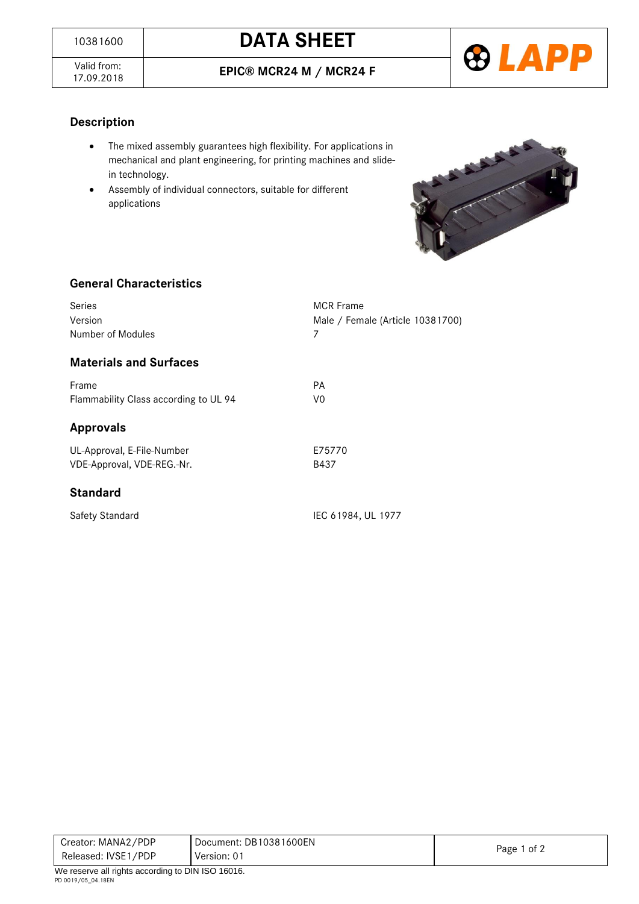| 10381600 | DATA SHEET |
| --- | --- |
| Valid from: 17.09.2018 | EPIC® MCR24 M / MCR24 F |

## Description

- The mixed assembly guarantees high flexibility. For applications in mechanical and plant engineering, for printing machines and slide-in technology.
- Assembly of individual connectors, suitable for different applications

## General Characteristics

| | |
| --- | --- |
| Series | MCR Frame |
| Version | Male / Female (Article 10381700) |
| Number of Modules | 7 |

## Materials and Surfaces

| | |
| --- | --- |
| Frame | PA |
| Flammability Class according to UL 94 | V0 |

## Approvals

| | |
| --- | --- |
| UL-Approval, E-File-Number | E75770 |
| VDE-Approval, VDE-REG.-Nr. | B437 |

## Standard

| | |
| --- | --- |
| Safety Standard | IEC 61984, UL 1977 |

| Creator: MANA2/PDP | Document: DB10381600EN |
| --- | --- |
| Released: IVSE1/PDP | Version: 01 |

We reserve all rights according to DIN ISO 16016.

PD 0019/05_04.18EN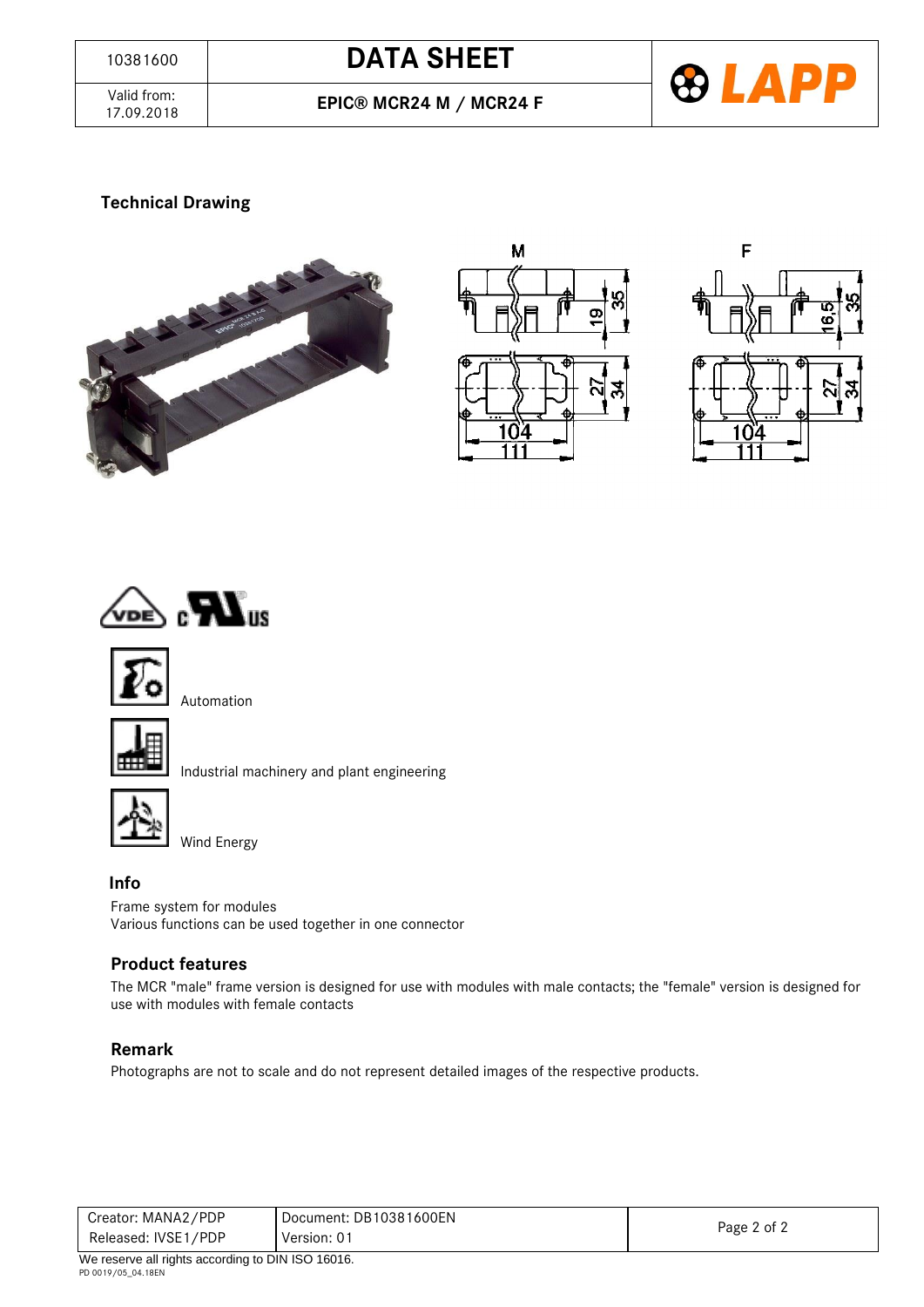## Technical Drawing

M

35
19
27
34
104
111

F

35
16,5
27
34
104
111

Automation

Industrial machinery and plant engineering

Wind Energy

## Info

Frame system for modules
Various functions can be used together in one connector

## Product features

The MCR "male" frame version is designed for use with modules with male contacts; the "female" version is designed for use with modules with female contacts

## Remark

Photographs are not to scale and do not represent detailed images of the respective products.

| | | |
|---|---|---|
| Creator: MANA2/PDP | Document: DB10381600EN | |
| Released: IVSE1/PDP | Version: 01 | |

We reserve all rights according to DIN ISO 16016.
PD 0019/05_04.18EN